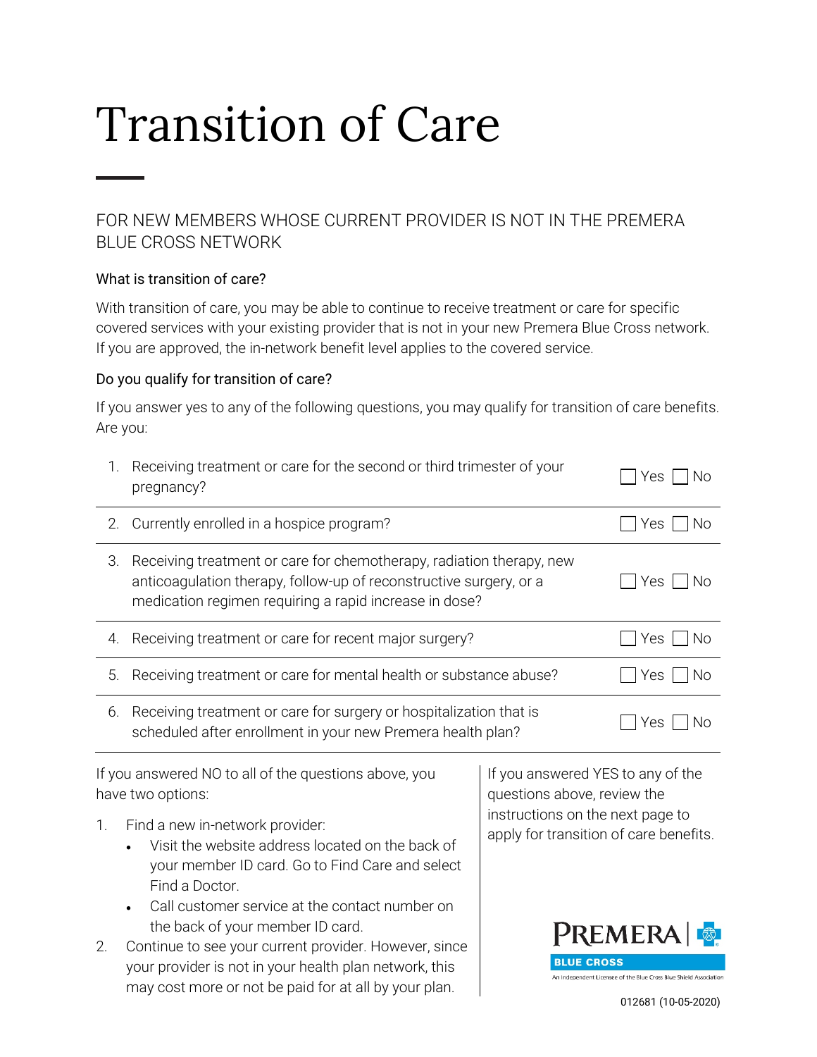# Transition of Care

## FOR NEW MEMBERS WHOSE CURRENT PROVIDER IS NOT IN THE PREMERA BLUE CROSS NETWORK

### What is transition of care?

With transition of care, you may be able to continue to receive treatment or care for specific covered services with your existing provider that is not in your new Premera Blue Cross network. If you are approved, the in-network benefit level applies to the covered service.

### Do you qualify for transition of care?

If you answer yes to any of the following questions, you may qualify for transition of care benefits. Are you:

| | Question | Answer |
|---|---|---|
| 1. | Receiving treatment or care for the second or third trimester of your pregnancy? | ☐ Yes ☐ No |
| 2. | Currently enrolled in a hospice program? | ☐ Yes ☐ No |
| 3. | Receiving treatment or care for chemotherapy, radiation therapy, new anticoagulation therapy, follow-up of reconstructive surgery, or a medication regimen requiring a rapid increase in dose? | ☐ Yes ☐ No |
| 4. | Receiving treatment or care for recent major surgery? | ☐ Yes ☐ No |
| 5. | Receiving treatment or care for mental health or substance abuse? | ☐ Yes ☐ No |
| 6. | Receiving treatment or care for surgery or hospitalization that is scheduled after enrollment in your new Premera health plan? | ☐ Yes ☐ No |

If you answered NO to all of the questions above, you have two options:

1. Find a new in-network provider:
   - Visit the website address located on the back of your member ID card. Go to Find Care and select Find a Doctor.
   - Call customer service at the contact number on the back of your member ID card.
2. Continue to see your current provider. However, since your provider is not in your health plan network, this may cost more or not be paid for at all by your plan.

If you answered YES to any of the questions above, review the instructions on the next page to apply for transition of care benefits.

PREMERA | BLUE CROSS

An Independent Licensee of the Blue Cross Blue Shield Association

012681 (10-05-2020)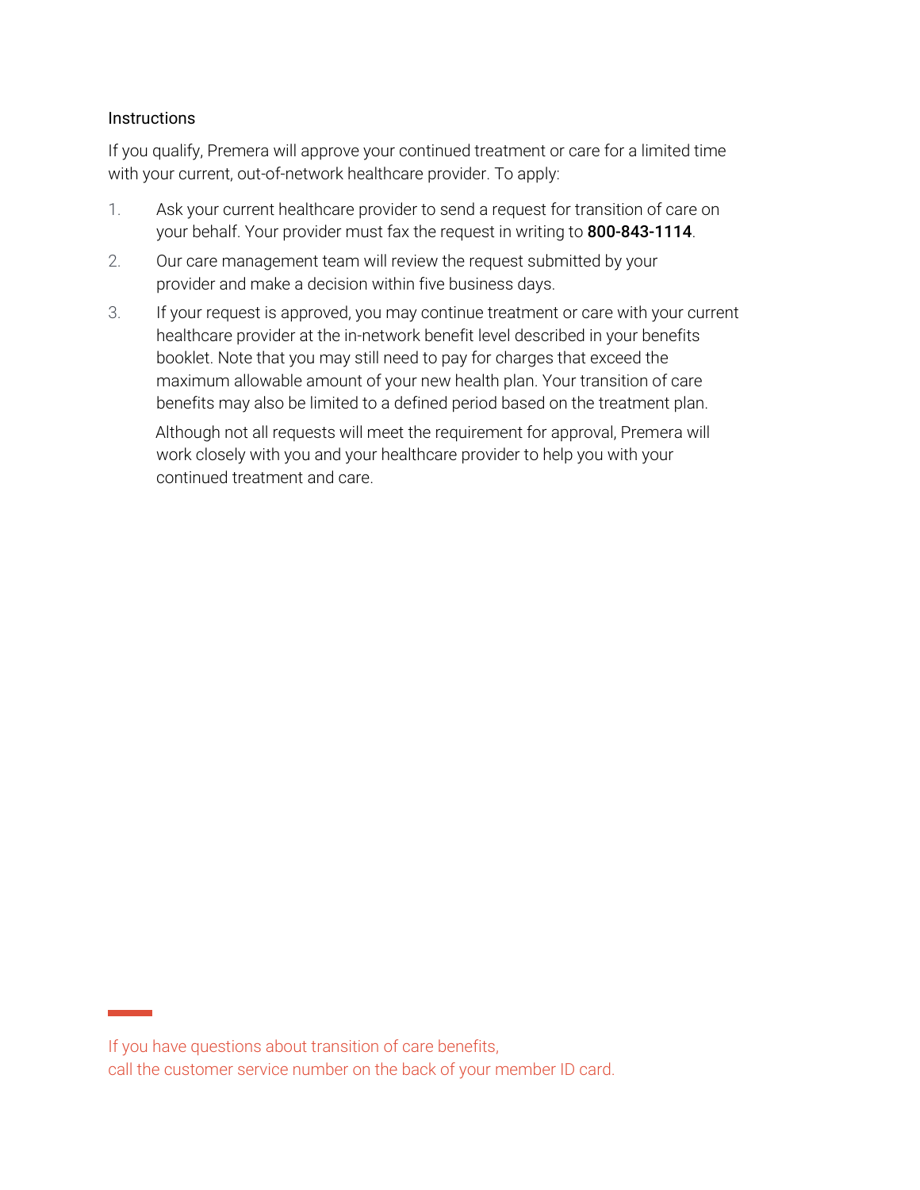## Instructions

If you qualify, Premera will approve your continued treatment or care for a limited time with your current, out-of-network healthcare provider. To apply:

1. Ask your current healthcare provider to send a request for transition of care on your behalf. Your provider must fax the request in writing to **800-843-1114**.
2. Our care management team will review the request submitted by your provider and make a decision within five business days.
3. If your request is approved, you may continue treatment or care with your current healthcare provider at the in-network benefit level described in your benefits booklet. Note that you may still need to pay for charges that exceed the maximum allowable amount of your new health plan. Your transition of care benefits may also be limited to a defined period based on the treatment plan.

   Although not all requests will meet the requirement for approval, Premera will work closely with you and your healthcare provider to help you with your continued treatment and care.

If you have questions about transition of care benefits,
call the customer service number on the back of your member ID card.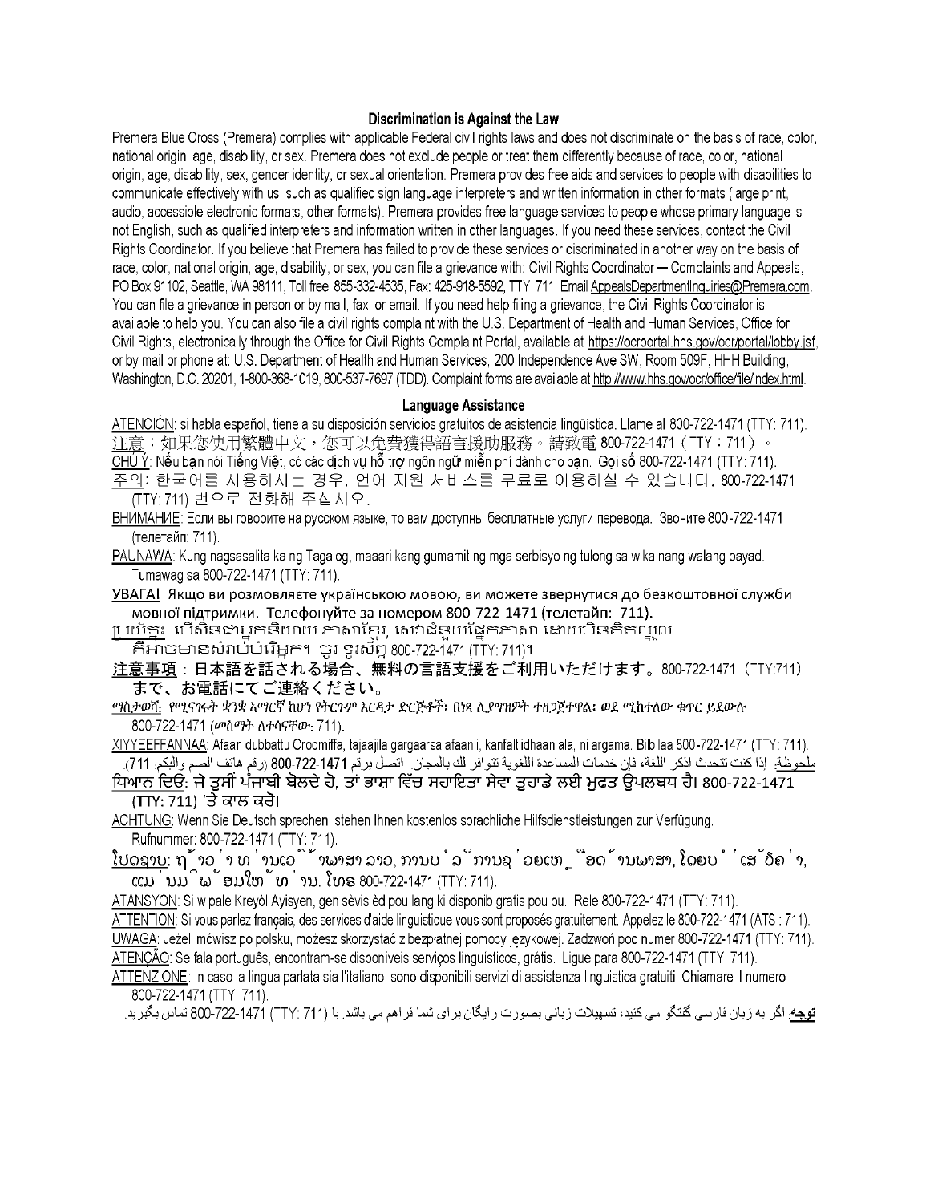## Discrimination is Against the Law

Premera Blue Cross (Premera) complies with applicable Federal civil rights laws and does not discriminate on the basis of race, color, national origin, age, disability, or sex. Premera does not exclude people or treat them differently because of race, color, national origin, age, disability, sex, gender identity, or sexual orientation. Premera provides free aids and services to people with disabilities to communicate effectively with us, such as qualified sign language interpreters and written information in other formats (large print, audio, accessible electronic formats, other formats). Premera provides free language services to people whose primary language is not English, such as qualified interpreters and information written in other languages. If you need these services, contact the Civil Rights Coordinator. If you believe that Premera has failed to provide these services or discriminated in another way on the basis of race, color, national origin, age, disability, or sex, you can file a grievance with: Civil Rights Coordinator ─ Complaints and Appeals, PO Box 91102, Seattle, WA 98111, Toll free: 855-332-4535, Fax: 425-918-5592, TTY: 711, Email AppealsDepartmentInquiries@Premera.com. You can file a grievance in person or by mail, fax, or email. If you need help filing a grievance, the Civil Rights Coordinator is available to help you. You can also file a civil rights complaint with the U.S. Department of Health and Human Services, Office for Civil Rights, electronically through the Office for Civil Rights Complaint Portal, available at https://ocrportal.hhs.gov/ocr/portal/lobby.jsf, or by mail or phone at: U.S. Department of Health and Human Services, 200 Independence Ave SW, Room 509F, HHH Building, Washington, D.C. 20201, 1-800-368-1019, 800-537-7697 (TDD). Complaint forms are available at http://www.hhs.gov/ocr/office/file/index.html.

## Language Assistance

ATENCIÓN: si habla español, tiene a su disposición servicios gratuitos de asistencia lingüística. Llame al 800-722-1471 (TTY: 711).

注意：如果您使用繁體中文，您可以免費獲得語言援助服務。請致電 800-722-1471（TTY：711）。

CHÚ Ý: Nếu bạn nói Tiếng Việt, có các dịch vụ hỗ trợ ngôn ngữ miễn phí dành cho bạn. Gọi số 800-722-1471 (TTY: 711).

주의: 한국어를 사용하시는 경우, 언어 지원 서비스를 무료로 이용하실 수 있습니다. 800-722-1471 (TTY: 711) 번으로 전화해 주십시오.

ВНИМАНИЕ: Если вы говорите на русском языке, то вам доступны бесплатные услуги перевода. Звоните 800-722-1471 (телетайп: 711).

PAUNAWA: Kung nagsasalita ka ng Tagalog, maaari kang gumamit ng mga serbisyo ng tulong sa wika nang walang bayad. Tumawag sa 800-722-1471 (TTY: 711).

УВАГА! Якщо ви розмовляєте українською мовою, ви можете звернутися до безкоштовної служби мовної підтримки. Телефонуйте за номером 800-722-1471 (телетайп: 711).

ប្រយ័ត្ន៖ បើសិនជាអ្នកនិយាយ ភាសាខ្មែរ, សេវាជំនួយផ្នែកភាសា ដោយមិនគិតឈ្នួល គឺអាចមានសំរាប់បំរើអ្នក។ ចូរ ទូរស័ព្ទ 800-722-1471 (TTY: 711)។

注意事項：日本語を話される場合、無料の言語支援をご利用いただけます。800-722-1471（TTY:711）まで、お電話にてご連絡ください。

ማስታወሻ: የሚናገሩት ቋንቋ ኣማርኛ ከሆነ የትርጉም እርዳታ ድርጅቶች፣ በነጻ ሊያግዝዎት ተዘጋጀተዋል፡ ወደ ሚከተለው ቁጥር ይደውሉ 800-722-1471 (መስማት ለተሳናቸው: 711).

XIYYEEFFANNAA: Afaan dubbattu Oroomiffa, tajaajila gargaarsa afaanii, kanfaltiidhaan ala, ni argama. Bilbilaa 800-722-1471 (TTY: 711).

ملحوظة: إذا كنت تتحدث اذكر اللغة، فإن خدمات المساعدة اللغوية تتوافر لك بالمجان. اتصل برقم 1471-722-800 (رقم هاتف الصم والبكم: 711).

ਧਿਆਨ ਦਿਓ: ਜੇ ਤੁਸੀਂ ਪੰਜਾਬੀ ਬੋਲਦੇ ਹੋ, ਤਾਂ ਭਾਸ਼ਾ ਵਿੱਚ ਸਹਾਇਤਾ ਸੇਵਾ ਤੁਹਾਡੇ ਲਈ ਮੁਫਤ ਉਪਲਬਧ ਹੈ। 800-722-1471 (TTY: 711) 'ਤੇ ਕਾਲ ਕਰੋ।

ACHTUNG: Wenn Sie Deutsch sprechen, stehen Ihnen kostenlos sprachliche Hilfsdienstleistungen zur Verfügung. Rufnummer: 800-722-1471 (TTY: 711).

ໂປດຊາບ: ຖ້າວ່າ ທ່ານເວົ້າພາສາ ລາວ, ການບໍລິການຊ່ວຍເຫຼືອດ້ານພາສາ, ໂດຍບໍ່ເສັຽຄ່າ, ແມ່ນມີພ້ອມໃຫ້ທ່ານ. ໂທຣ 800-722-1471 (TTY: 711).

ATANSYON: Si w pale Kreyòl Ayisyen, gen sèvis èd pou lang ki disponib gratis pou ou. Rele 800-722-1471 (TTY: 711).

ATTENTION: Si vous parlez français, des services d'aide linguistique vous sont proposés gratuitement. Appelez le 800-722-1471 (ATS : 711).

UWAGA: Jeżeli mówisz po polsku, możesz skorzystać z bezpłatnej pomocy językowej. Zadzwoń pod numer 800-722-1471 (TTY: 711).

ATENÇÃO: Se fala português, encontram-se disponíveis serviços linguísticos, grátis. Ligue para 800-722-1471 (TTY: 711).

ATTENZIONE: In caso la lingua parlata sia l'italiano, sono disponibili servizi di assistenza linguistica gratuiti. Chiamare il numero 800-722-1471 (TTY: 711).

**توجه**: اگر به زبان فارسی گفتگو می کنید، تسهیلات زبانی بصورت رایگان برای شما فراهم می باشد. با (TTY: 711) 1471-722-800 تماس بگیرید.